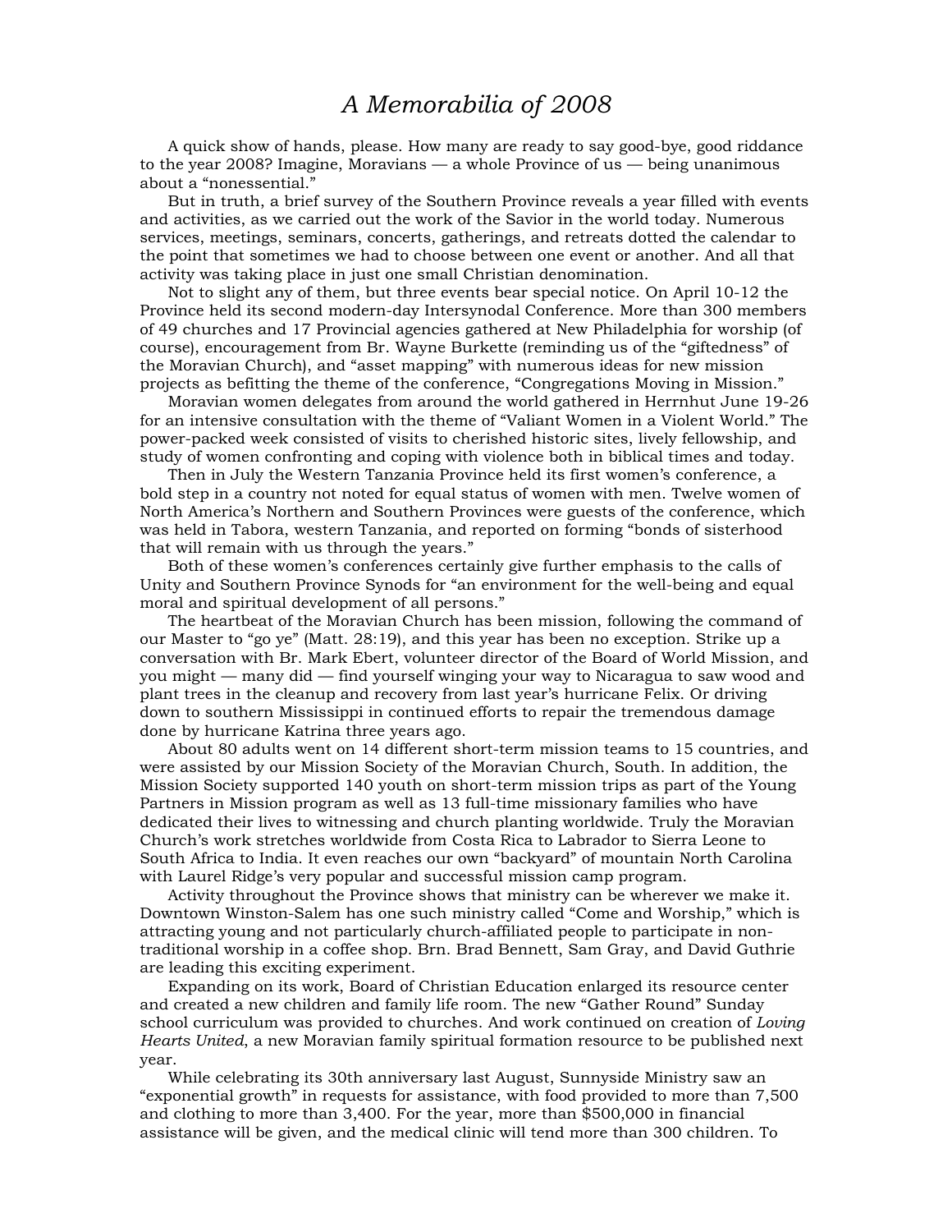# *A Memorabilia of 2008*

A quick show of hands, please. How many are ready to say good-bye, good riddance to the year 2008? Imagine, Moravians — a whole Province of us — being unanimous about a "nonessential."

But in truth, a brief survey of the Southern Province reveals a year filled with events and activities, as we carried out the work of the Savior in the world today. Numerous services, meetings, seminars, concerts, gatherings, and retreats dotted the calendar to the point that sometimes we had to choose between one event or another. And all that activity was taking place in just one small Christian denomination.

Not to slight any of them, but three events bear special notice. On April 10-12 the Province held its second modern-day Intersynodal Conference. More than 300 members of 49 churches and 17 Provincial agencies gathered at New Philadelphia for worship (of course), encouragement from Br. Wayne Burkette (reminding us of the "giftedness" of the Moravian Church), and "asset mapping" with numerous ideas for new mission projects as befitting the theme of the conference, "Congregations Moving in Mission."

Moravian women delegates from around the world gathered in Herrnhut June 19-26 for an intensive consultation with the theme of "Valiant Women in a Violent World." The power-packed week consisted of visits to cherished historic sites, lively fellowship, and study of women confronting and coping with violence both in biblical times and today.

Then in July the Western Tanzania Province held its first women's conference, a bold step in a country not noted for equal status of women with men. Twelve women of North America's Northern and Southern Provinces were guests of the conference, which was held in Tabora, western Tanzania, and reported on forming "bonds of sisterhood that will remain with us through the years."

Both of these women's conferences certainly give further emphasis to the calls of Unity and Southern Province Synods for "an environment for the well-being and equal moral and spiritual development of all persons."

The heartbeat of the Moravian Church has been mission, following the command of our Master to "go ye" (Matt. 28:19), and this year has been no exception. Strike up a conversation with Br. Mark Ebert, volunteer director of the Board of World Mission, and you might — many did — find yourself winging your way to Nicaragua to saw wood and plant trees in the cleanup and recovery from last year's hurricane Felix. Or driving down to southern Mississippi in continued efforts to repair the tremendous damage done by hurricane Katrina three years ago.

About 80 adults went on 14 different short-term mission teams to 15 countries, and were assisted by our Mission Society of the Moravian Church, South. In addition, the Mission Society supported 140 youth on short-term mission trips as part of the Young Partners in Mission program as well as 13 full-time missionary families who have dedicated their lives to witnessing and church planting worldwide. Truly the Moravian Church's work stretches worldwide from Costa Rica to Labrador to Sierra Leone to South Africa to India. It even reaches our own "backyard" of mountain North Carolina with Laurel Ridge's very popular and successful mission camp program.

Activity throughout the Province shows that ministry can be wherever we make it. Downtown Winston-Salem has one such ministry called "Come and Worship," which is attracting young and not particularly church-affiliated people to participate in non-traditional worship in a coffee shop. Brn. Brad Bennett, Sam Gray, and David Guthrie are leading this exciting experiment.

Expanding on its work, Board of Christian Education enlarged its resource center and created a new children and family life room. The new "Gather Round" Sunday school curriculum was provided to churches. And work continued on creation of *Loving Hearts United*, a new Moravian family spiritual formation resource to be published next year.

While celebrating its 30th anniversary last August, Sunnyside Ministry saw an "exponential growth" in requests for assistance, with food provided to more than 7,500 and clothing to more than 3,400. For the year, more than $500,000 in financial assistance will be given, and the medical clinic will tend more than 300 children. To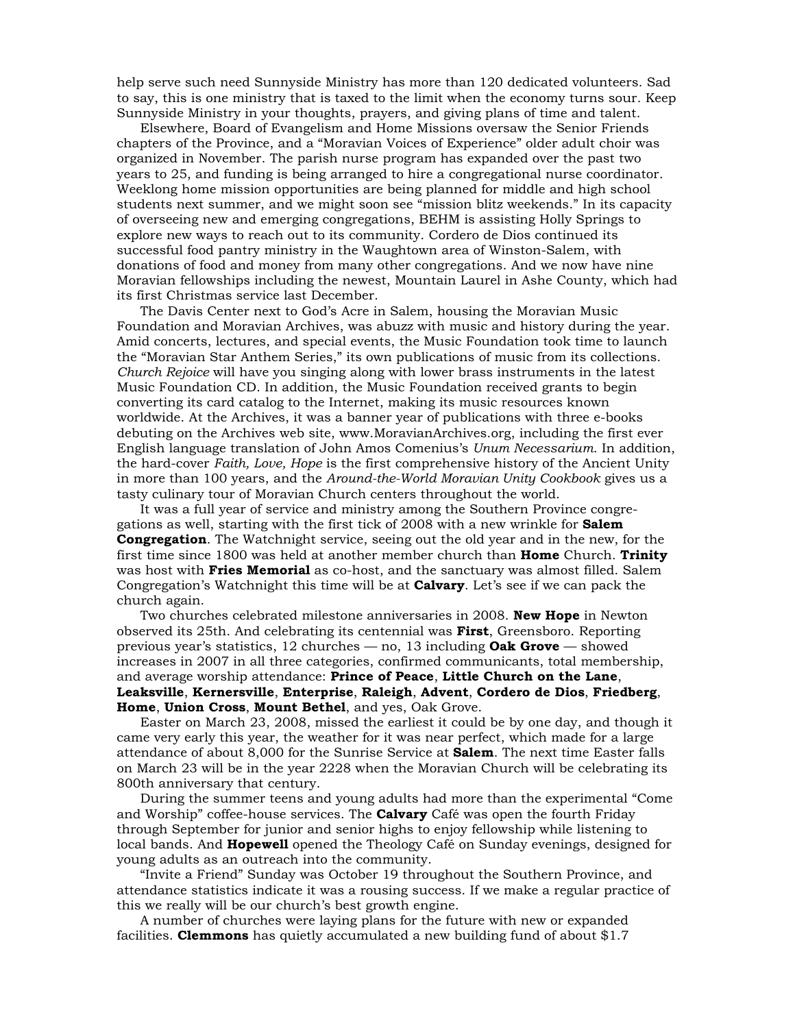help serve such need Sunnyside Ministry has more than 120 dedicated volunteers. Sad to say, this is one ministry that is taxed to the limit when the economy turns sour. Keep Sunnyside Ministry in your thoughts, prayers, and giving plans of time and talent.

Elsewhere, Board of Evangelism and Home Missions oversaw the Senior Friends chapters of the Province, and a “Moravian Voices of Experience” older adult choir was organized in November. The parish nurse program has expanded over the past two years to 25, and funding is being arranged to hire a congregational nurse coordinator. Weeklong home mission opportunities are being planned for middle and high school students next summer, and we might soon see “mission blitz weekends.” In its capacity of overseeing new and emerging congregations, BEHM is assisting Holly Springs to explore new ways to reach out to its community. Cordero de Dios continued its successful food pantry ministry in the Waughtown area of Winston-Salem, with donations of food and money from many other congregations. And we now have nine Moravian fellowships including the newest, Mountain Laurel in Ashe County, which had its first Christmas service last December.

The Davis Center next to God’s Acre in Salem, housing the Moravian Music Foundation and Moravian Archives, was abuzz with music and history during the year. Amid concerts, lectures, and special events, the Music Foundation took time to launch the “Moravian Star Anthem Series,” its own publications of music from its collections. *Church Rejoice* will have you singing along with lower brass instruments in the latest Music Foundation CD. In addition, the Music Foundation received grants to begin converting its card catalog to the Internet, making its music resources known worldwide. At the Archives, it was a banner year of publications with three e-books debuting on the Archives web site, www.MoravianArchives.org, including the first ever English language translation of John Amos Comenius’s *Unum Necessarium*. In addition, the hard-cover *Faith, Love, Hope* is the first comprehensive history of the Ancient Unity in more than 100 years, and the *Around-the-World Moravian Unity Cookbook* gives us a tasty culinary tour of Moravian Church centers throughout the world.

It was a full year of service and ministry among the Southern Province congregations as well, starting with the first tick of 2008 with a new wrinkle for **Salem Congregation**. The Watchnight service, seeing out the old year and in the new, for the first time since 1800 was held at another member church than **Home** Church. **Trinity** was host with **Fries Memorial** as co-host, and the sanctuary was almost filled. Salem Congregation’s Watchnight this time will be at **Calvary**. Let’s see if we can pack the church again.

Two churches celebrated milestone anniversaries in 2008. **New Hope** in Newton observed its 25th. And celebrating its centennial was **First**, Greensboro. Reporting previous year’s statistics, 12 churches — no, 13 including **Oak Grove** — showed increases in 2007 in all three categories, confirmed communicants, total membership, and average worship attendance: **Prince of Peace**, **Little Church on the Lane**, **Leaksville**, **Kernersville**, **Enterprise**, **Raleigh**, **Advent**, **Cordero de Dios**, **Friedberg**, **Home**, **Union Cross**, **Mount Bethel**, and yes, Oak Grove.

Easter on March 23, 2008, missed the earliest it could be by one day, and though it came very early this year, the weather for it was near perfect, which made for a large attendance of about 8,000 for the Sunrise Service at **Salem**. The next time Easter falls on March 23 will be in the year 2228 when the Moravian Church will be celebrating its 800th anniversary that century.

During the summer teens and young adults had more than the experimental “Come and Worship” coffee-house services. The **Calvary** Café was open the fourth Friday through September for junior and senior highs to enjoy fellowship while listening to local bands. And **Hopewell** opened the Theology Café on Sunday evenings, designed for young adults as an outreach into the community.

“Invite a Friend” Sunday was October 19 throughout the Southern Province, and attendance statistics indicate it was a rousing success. If we make a regular practice of this we really will be our church’s best growth engine.

A number of churches were laying plans for the future with new or expanded facilities. **Clemmons** has quietly accumulated a new building fund of about $1.7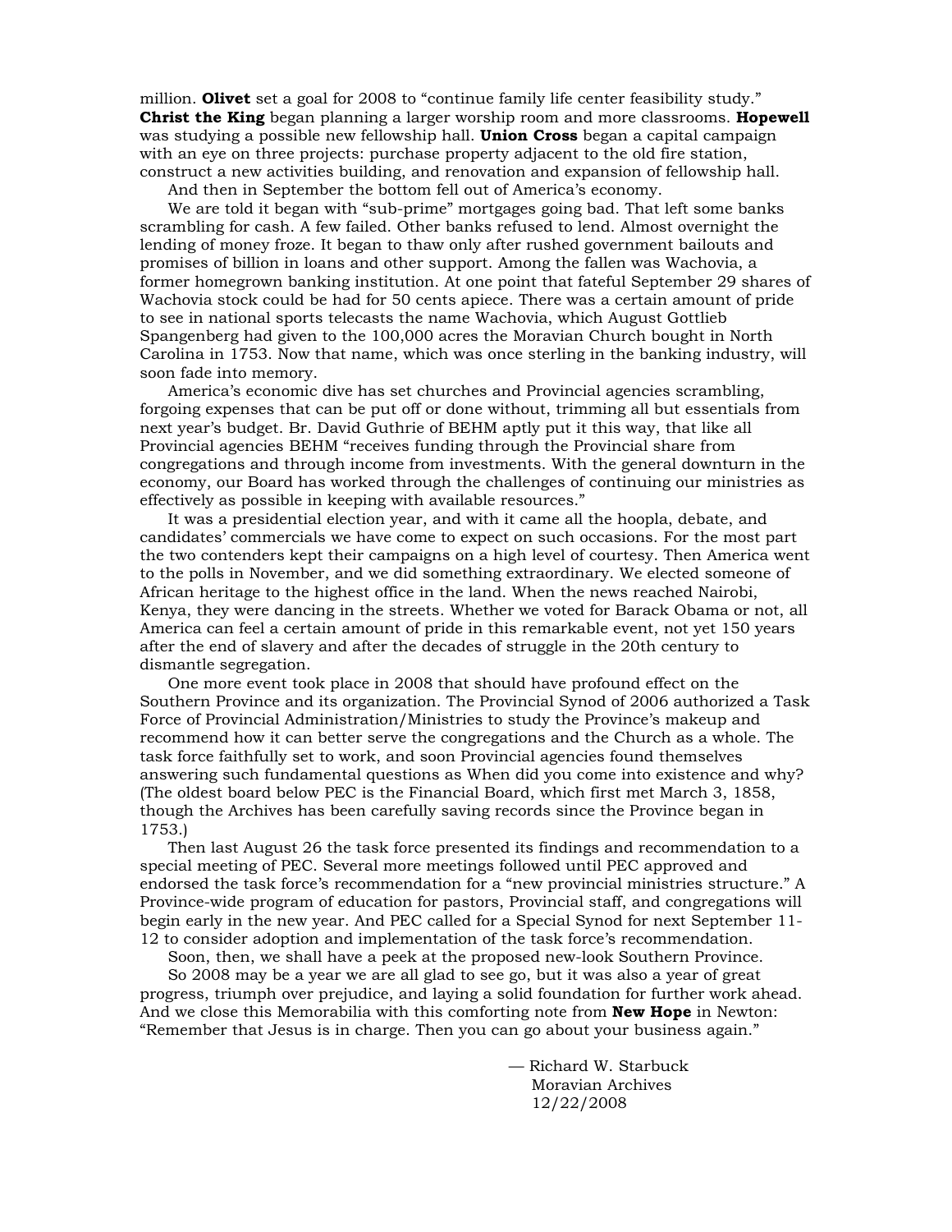million. **Olivet** set a goal for 2008 to "continue family life center feasibility study." **Christ the King** began planning a larger worship room and more classrooms. **Hopewell** was studying a possible new fellowship hall. **Union Cross** began a capital campaign with an eye on three projects: purchase property adjacent to the old fire station, construct a new activities building, and renovation and expansion of fellowship hall.

And then in September the bottom fell out of America's economy.

We are told it began with "sub-prime" mortgages going bad. That left some banks scrambling for cash. A few failed. Other banks refused to lend. Almost overnight the lending of money froze. It began to thaw only after rushed government bailouts and promises of billion in loans and other support. Among the fallen was Wachovia, a former homegrown banking institution. At one point that fateful September 29 shares of Wachovia stock could be had for 50 cents apiece. There was a certain amount of pride to see in national sports telecasts the name Wachovia, which August Gottlieb Spangenberg had given to the 100,000 acres the Moravian Church bought in North Carolina in 1753. Now that name, which was once sterling in the banking industry, will soon fade into memory.

America's economic dive has set churches and Provincial agencies scrambling, forgoing expenses that can be put off or done without, trimming all but essentials from next year's budget. Br. David Guthrie of BEHM aptly put it this way, that like all Provincial agencies BEHM "receives funding through the Provincial share from congregations and through income from investments. With the general downturn in the economy, our Board has worked through the challenges of continuing our ministries as effectively as possible in keeping with available resources."

It was a presidential election year, and with it came all the hoopla, debate, and candidates' commercials we have come to expect on such occasions. For the most part the two contenders kept their campaigns on a high level of courtesy. Then America went to the polls in November, and we did something extraordinary. We elected someone of African heritage to the highest office in the land. When the news reached Nairobi, Kenya, they were dancing in the streets. Whether we voted for Barack Obama or not, all America can feel a certain amount of pride in this remarkable event, not yet 150 years after the end of slavery and after the decades of struggle in the 20th century to dismantle segregation.

One more event took place in 2008 that should have profound effect on the Southern Province and its organization. The Provincial Synod of 2006 authorized a Task Force of Provincial Administration/Ministries to study the Province's makeup and recommend how it can better serve the congregations and the Church as a whole. The task force faithfully set to work, and soon Provincial agencies found themselves answering such fundamental questions as When did you come into existence and why? (The oldest board below PEC is the Financial Board, which first met March 3, 1858, though the Archives has been carefully saving records since the Province began in 1753.)

Then last August 26 the task force presented its findings and recommendation to a special meeting of PEC. Several more meetings followed until PEC approved and endorsed the task force's recommendation for a "new provincial ministries structure." A Province-wide program of education for pastors, Provincial staff, and congregations will begin early in the new year. And PEC called for a Special Synod for next September 11-12 to consider adoption and implementation of the task force's recommendation.

Soon, then, we shall have a peek at the proposed new-look Southern Province.

So 2008 may be a year we are all glad to see go, but it was also a year of great progress, triumph over prejudice, and laying a solid foundation for further work ahead. And we close this Memorabilia with this comforting note from **New Hope** in Newton: "Remember that Jesus is in charge. Then you can go about your business again."

— Richard W. Starbuck
Moravian Archives
12/22/2008